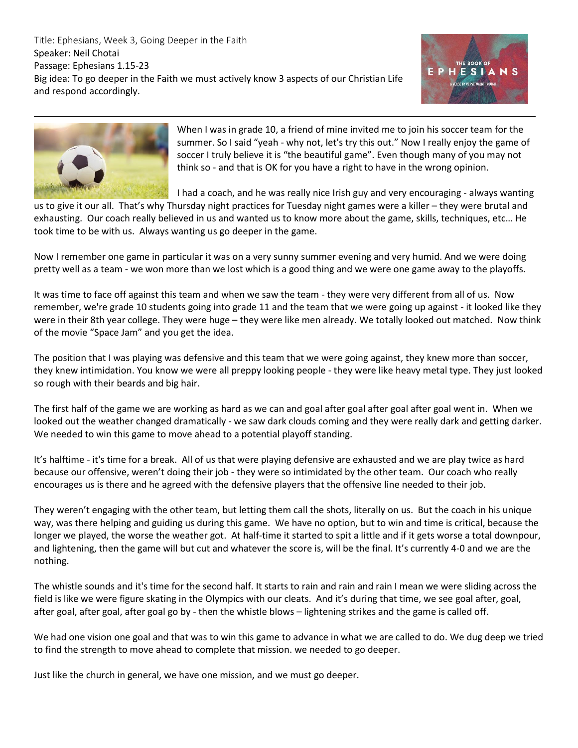Title: Ephesians, Week 3, Going Deeper in the Faith
Speaker: Neil Chotai
Passage: Ephesians 1.15-23
Big idea: To go deeper in the Faith we must actively know 3 aspects of our Christian Life and respond accordingly.

---

When I was in grade 10, a friend of mine invited me to join his soccer team for the summer. So I said "yeah - why not, let's try this out." Now I really enjoy the game of soccer I truly believe it is "the beautiful game". Even though many of you may not think so - and that is OK for you have a right to have in the wrong opinion.

I had a coach, and he was really nice Irish guy and very encouraging - always wanting us to give it our all. That's why Thursday night practices for Tuesday night games were a killer – they were brutal and exhausting. Our coach really believed in us and wanted us to know more about the game, skills, techniques, etc… He took time to be with us. Always wanting us go deeper in the game.

Now I remember one game in particular it was on a very sunny summer evening and very humid. And we were doing pretty well as a team - we won more than we lost which is a good thing and we were one game away to the playoffs.

It was time to face off against this team and when we saw the team - they were very different from all of us. Now remember, we're grade 10 students going into grade 11 and the team that we were going up against - it looked like they were in their 8th year college. They were huge – they were like men already. We totally looked out matched. Now think of the movie "Space Jam" and you get the idea.

The position that I was playing was defensive and this team that we were going against, they knew more than soccer, they knew intimidation. You know we were all preppy looking people - they were like heavy metal type. They just looked so rough with their beards and big hair.

The first half of the game we are working as hard as we can and goal after goal after goal after goal went in. When we looked out the weather changed dramatically - we saw dark clouds coming and they were really dark and getting darker. We needed to win this game to move ahead to a potential playoff standing.

It's halftime - it's time for a break. All of us that were playing defensive are exhausted and we are play twice as hard because our offensive, weren't doing their job - they were so intimidated by the other team. Our coach who really encourages us is there and he agreed with the defensive players that the offensive line needed to their job.

They weren't engaging with the other team, but letting them call the shots, literally on us. But the coach in his unique way, was there helping and guiding us during this game. We have no option, but to win and time is critical, because the longer we played, the worse the weather got. At half-time it started to spit a little and if it gets worse a total downpour, and lightening, then the game will but cut and whatever the score is, will be the final. It's currently 4-0 and we are the nothing.

The whistle sounds and it's time for the second half. It starts to rain and rain and rain I mean we were sliding across the field is like we were figure skating in the Olympics with our cleats. And it's during that time, we see goal after, goal, after goal, after goal, after goal go by - then the whistle blows – lightening strikes and the game is called off.

We had one vision one goal and that was to win this game to advance in what we are called to do. We dug deep we tried to find the strength to move ahead to complete that mission. we needed to go deeper.

Just like the church in general, we have one mission, and we must go deeper.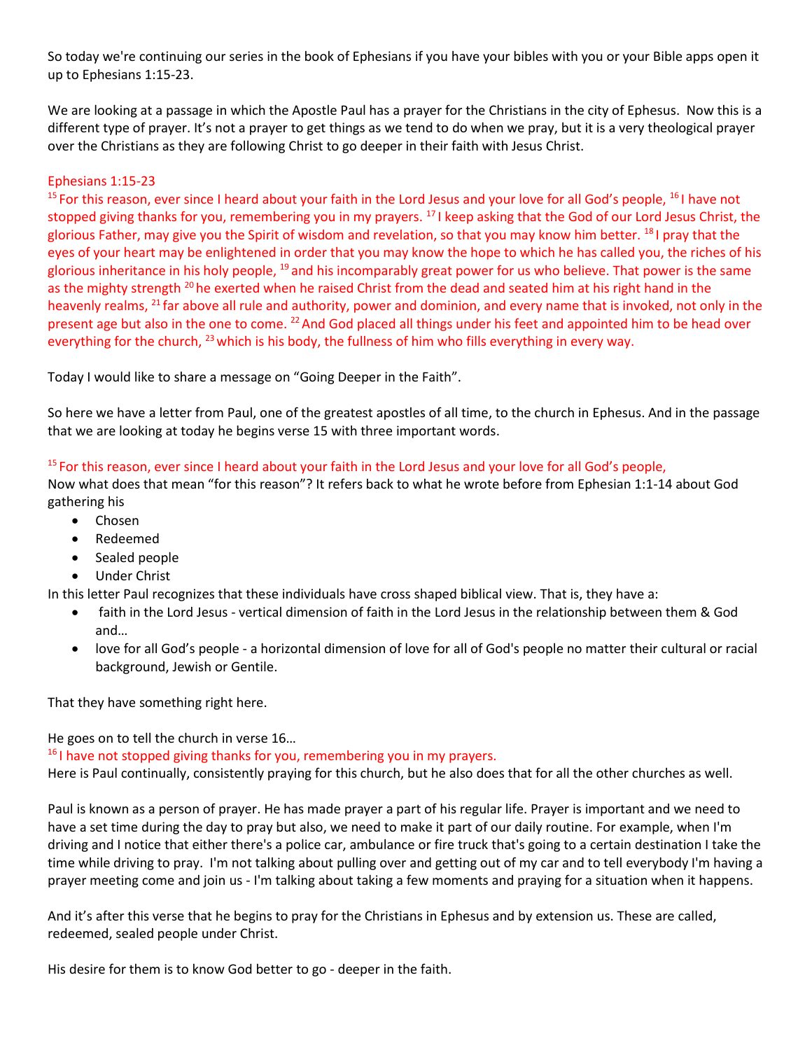So today we're continuing our series in the book of Ephesians if you have your bibles with you or your Bible apps open it up to Ephesians 1:15-23.

We are looking at a passage in which the Apostle Paul has a prayer for the Christians in the city of Ephesus. Now this is a different type of prayer. It's not a prayer to get things as we tend to do when we pray, but it is a very theological prayer over the Christians as they are following Christ to go deeper in their faith with Jesus Christ.

Ephesians 1:15-23

[15] For this reason, ever since I heard about your faith in the Lord Jesus and your love for all God's people, [16] I have not stopped giving thanks for you, remembering you in my prayers. [17] I keep asking that the God of our Lord Jesus Christ, the glorious Father, may give you the Spirit of wisdom and revelation, so that you may know him better. [18] I pray that the eyes of your heart may be enlightened in order that you may know the hope to which he has called you, the riches of his glorious inheritance in his holy people, [19] and his incomparably great power for us who believe. That power is the same as the mighty strength [20] he exerted when he raised Christ from the dead and seated him at his right hand in the heavenly realms, [21] far above all rule and authority, power and dominion, and every name that is invoked, not only in the present age but also in the one to come. [22] And God placed all things under his feet and appointed him to be head over everything for the church, [23] which is his body, the fullness of him who fills everything in every way.

Today I would like to share a message on "Going Deeper in the Faith".

So here we have a letter from Paul, one of the greatest apostles of all time, to the church in Ephesus. And in the passage that we are looking at today he begins verse 15 with three important words.

[15] For this reason, ever since I heard about your faith in the Lord Jesus and your love for all God's people,

Now what does that mean "for this reason"? It refers back to what he wrote before from Ephesian 1:1-14 about God gathering his

- Chosen
- Redeemed
- Sealed people
- Under Christ

In this letter Paul recognizes that these individuals have cross shaped biblical view. That is, they have a:

- faith in the Lord Jesus - vertical dimension of faith in the Lord Jesus in the relationship between them & God and…
- love for all God's people - a horizontal dimension of love for all of God's people no matter their cultural or racial background, Jewish or Gentile.

That they have something right here.

He goes on to tell the church in verse 16…

[16] I have not stopped giving thanks for you, remembering you in my prayers.

Here is Paul continually, consistently praying for this church, but he also does that for all the other churches as well.

Paul is known as a person of prayer. He has made prayer a part of his regular life. Prayer is important and we need to have a set time during the day to pray but also, we need to make it part of our daily routine. For example, when I'm driving and I notice that either there's a police car, ambulance or fire truck that's going to a certain destination I take the time while driving to pray. I'm not talking about pulling over and getting out of my car and to tell everybody I'm having a prayer meeting come and join us - I'm talking about taking a few moments and praying for a situation when it happens.

And it's after this verse that he begins to pray for the Christians in Ephesus and by extension us. These are called, redeemed, sealed people under Christ.

His desire for them is to know God better to go - deeper in the faith.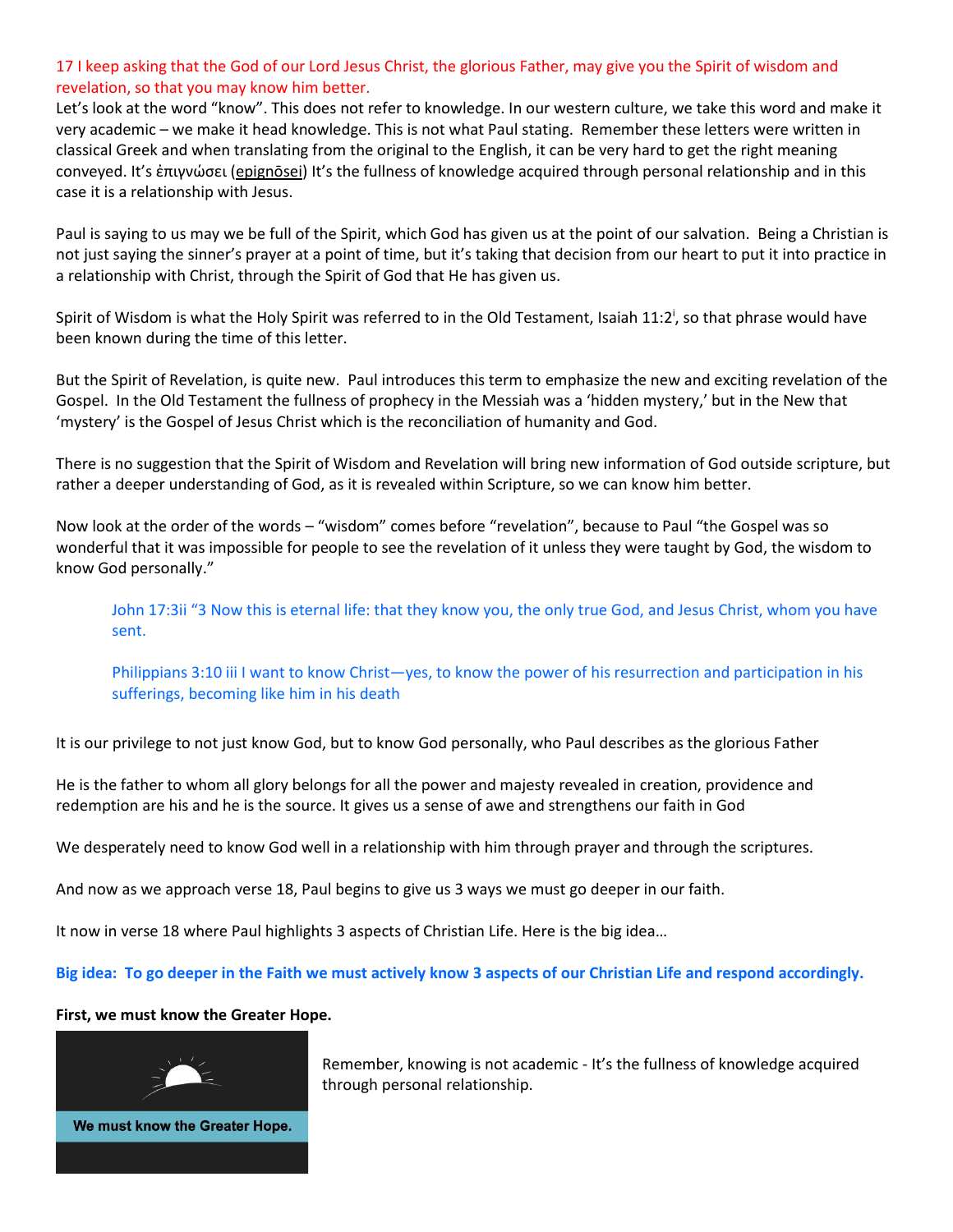17 I keep asking that the God of our Lord Jesus Christ, the glorious Father, may give you the Spirit of wisdom and revelation, so that you may know him better.

Let's look at the word "know". This does not refer to knowledge. In our western culture, we take this word and make it very academic – we make it head knowledge. This is not what Paul stating. Remember these letters were written in classical Greek and when translating from the original to the English, it can be very hard to get the right meaning conveyed. It's ἐπιγνώσει (epignōsei) It's the fullness of knowledge acquired through personal relationship and in this case it is a relationship with Jesus.

Paul is saying to us may we be full of the Spirit, which God has given us at the point of our salvation. Being a Christian is not just saying the sinner's prayer at a point of time, but it's taking that decision from our heart to put it into practice in a relationship with Christ, through the Spirit of God that He has given us.

Spirit of Wisdom is what the Holy Spirit was referred to in the Old Testament, Isaiah 11:2[i], so that phrase would have been known during the time of this letter.

But the Spirit of Revelation, is quite new. Paul introduces this term to emphasize the new and exciting revelation of the Gospel. In the Old Testament the fullness of prophecy in the Messiah was a 'hidden mystery,' but in the New that 'mystery' is the Gospel of Jesus Christ which is the reconciliation of humanity and God.

There is no suggestion that the Spirit of Wisdom and Revelation will bring new information of God outside scripture, but rather a deeper understanding of God, as it is revealed within Scripture, so we can know him better.

Now look at the order of the words – "wisdom" comes before "revelation", because to Paul "the Gospel was so wonderful that it was impossible for people to see the revelation of it unless they were taught by God, the wisdom to know God personally."

> John 17:3ii "3 Now this is eternal life: that they know you, the only true God, and Jesus Christ, whom you have sent.
>
> Philippians 3:10 iii I want to know Christ—yes, to know the power of his resurrection and participation in his sufferings, becoming like him in his death

It is our privilege to not just know God, but to know God personally, who Paul describes as the glorious Father

He is the father to whom all glory belongs for all the power and majesty revealed in creation, providence and redemption are his and he is the source. It gives us a sense of awe and strengthens our faith in God

We desperately need to know God well in a relationship with him through prayer and through the scriptures.

And now as we approach verse 18, Paul begins to give us 3 ways we must go deeper in our faith.

It now in verse 18 where Paul highlights 3 aspects of Christian Life. Here is the big idea…

**Big idea: To go deeper in the Faith we must actively know 3 aspects of our Christian Life and respond accordingly.**

**First, we must know the Greater Hope.**

We must know the Greater Hope.

Remember, knowing is not academic - It's the fullness of knowledge acquired through personal relationship.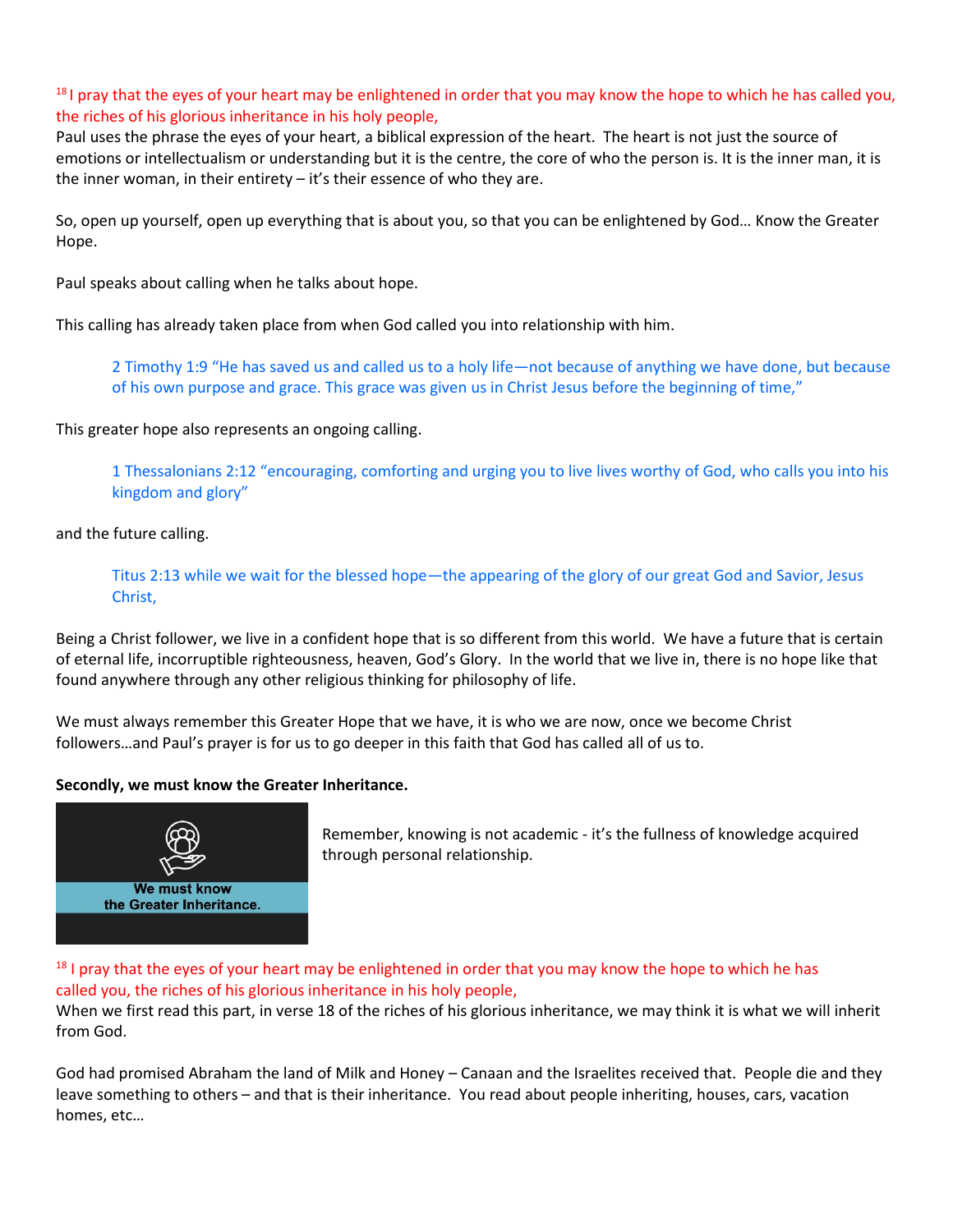[18] I pray that the eyes of your heart may be enlightened in order that you may know the hope to which he has called you, the riches of his glorious inheritance in his holy people,

Paul uses the phrase the eyes of your heart, a biblical expression of the heart. The heart is not just the source of emotions or intellectualism or understanding but it is the centre, the core of who the person is. It is the inner man, it is the inner woman, in their entirety – it's their essence of who they are.

So, open up yourself, open up everything that is about you, so that you can be enlightened by God… Know the Greater Hope.

Paul speaks about calling when he talks about hope.

This calling has already taken place from when God called you into relationship with him.

> 2 Timothy 1:9 "He has saved us and called us to a holy life—not because of anything we have done, but because of his own purpose and grace. This grace was given us in Christ Jesus before the beginning of time,"

This greater hope also represents an ongoing calling.

> 1 Thessalonians 2:12 "encouraging, comforting and urging you to live lives worthy of God, who calls you into his kingdom and glory"

and the future calling.

> Titus 2:13 while we wait for the blessed hope—the appearing of the glory of our great God and Savior, Jesus Christ,

Being a Christ follower, we live in a confident hope that is so different from this world. We have a future that is certain of eternal life, incorruptible righteousness, heaven, God's Glory. In the world that we live in, there is no hope like that found anywhere through any other religious thinking for philosophy of life.

We must always remember this Greater Hope that we have, it is who we are now, once we become Christ followers…and Paul's prayer is for us to go deeper in this faith that God has called all of us to.

**Secondly, we must know the Greater Inheritance.**

We must know the Greater Inheritance.

Remember, knowing is not academic - it's the fullness of knowledge acquired through personal relationship.

[18] I pray that the eyes of your heart may be enlightened in order that you may know the hope to which he has called you, the riches of his glorious inheritance in his holy people,

When we first read this part, in verse 18 of the riches of his glorious inheritance, we may think it is what we will inherit from God.

God had promised Abraham the land of Milk and Honey – Canaan and the Israelites received that. People die and they leave something to others – and that is their inheritance. You read about people inheriting, houses, cars, vacation homes, etc…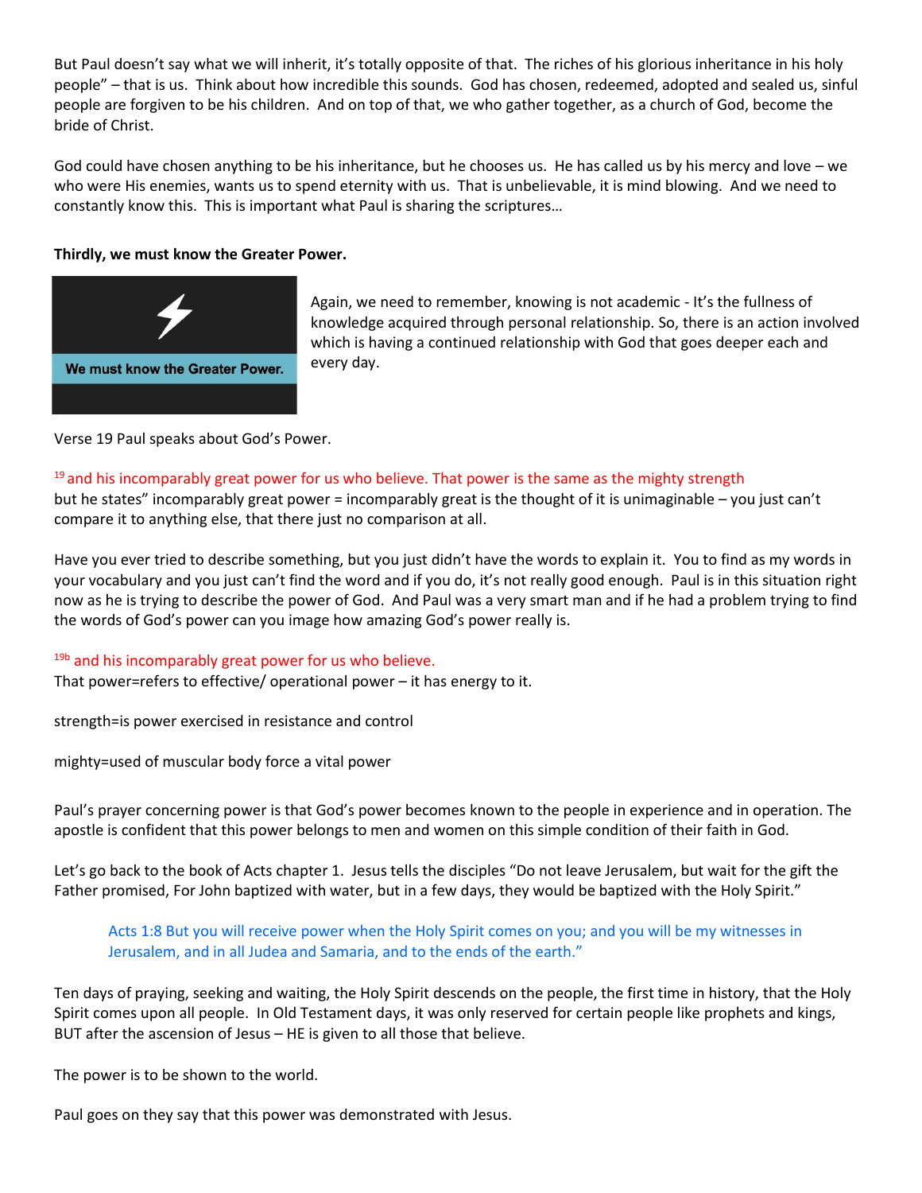But Paul doesn't say what we will inherit, it's totally opposite of that. The riches of his glorious inheritance in his holy people" – that is us. Think about how incredible this sounds. God has chosen, redeemed, adopted and sealed us, sinful people are forgiven to be his children. And on top of that, we who gather together, as a church of God, become the bride of Christ.

God could have chosen anything to be his inheritance, but he chooses us. He has called us by his mercy and love – we who were His enemies, wants us to spend eternity with us. That is unbelievable, it is mind blowing. And we need to constantly know this. This is important what Paul is sharing the scriptures…

**Thirdly, we must know the Greater Power.**

We must know the Greater Power.

Again, we need to remember, knowing is not academic - It's the fullness of knowledge acquired through personal relationship. So, there is an action involved which is having a continued relationship with God that goes deeper each and every day.

Verse 19 Paul speaks about God's Power.

19 and his incomparably great power for us who believe. That power is the same as the mighty strength
but he states" incomparably great power = incomparably great is the thought of it is unimaginable – you just can't compare it to anything else, that there just no comparison at all.

Have you ever tried to describe something, but you just didn't have the words to explain it. You to find as my words in your vocabulary and you just can't find the word and if you do, it's not really good enough. Paul is in this situation right now as he is trying to describe the power of God. And Paul was a very smart man and if he had a problem trying to find the words of God's power can you image how amazing God's power really is.

19b and his incomparably great power for us who believe.
That power=refers to effective/ operational power – it has energy to it.

strength=is power exercised in resistance and control

mighty=used of muscular body force a vital power

Paul's prayer concerning power is that God's power becomes known to the people in experience and in operation. The apostle is confident that this power belongs to men and women on this simple condition of their faith in God.

Let's go back to the book of Acts chapter 1. Jesus tells the disciples "Do not leave Jerusalem, but wait for the gift the Father promised, For John baptized with water, but in a few days, they would be baptized with the Holy Spirit."

> Acts 1:8 But you will receive power when the Holy Spirit comes on you; and you will be my witnesses in Jerusalem, and in all Judea and Samaria, and to the ends of the earth."

Ten days of praying, seeking and waiting, the Holy Spirit descends on the people, the first time in history, that the Holy Spirit comes upon all people. In Old Testament days, it was only reserved for certain people like prophets and kings, BUT after the ascension of Jesus – HE is given to all those that believe.

The power is to be shown to the world.

Paul goes on they say that this power was demonstrated with Jesus.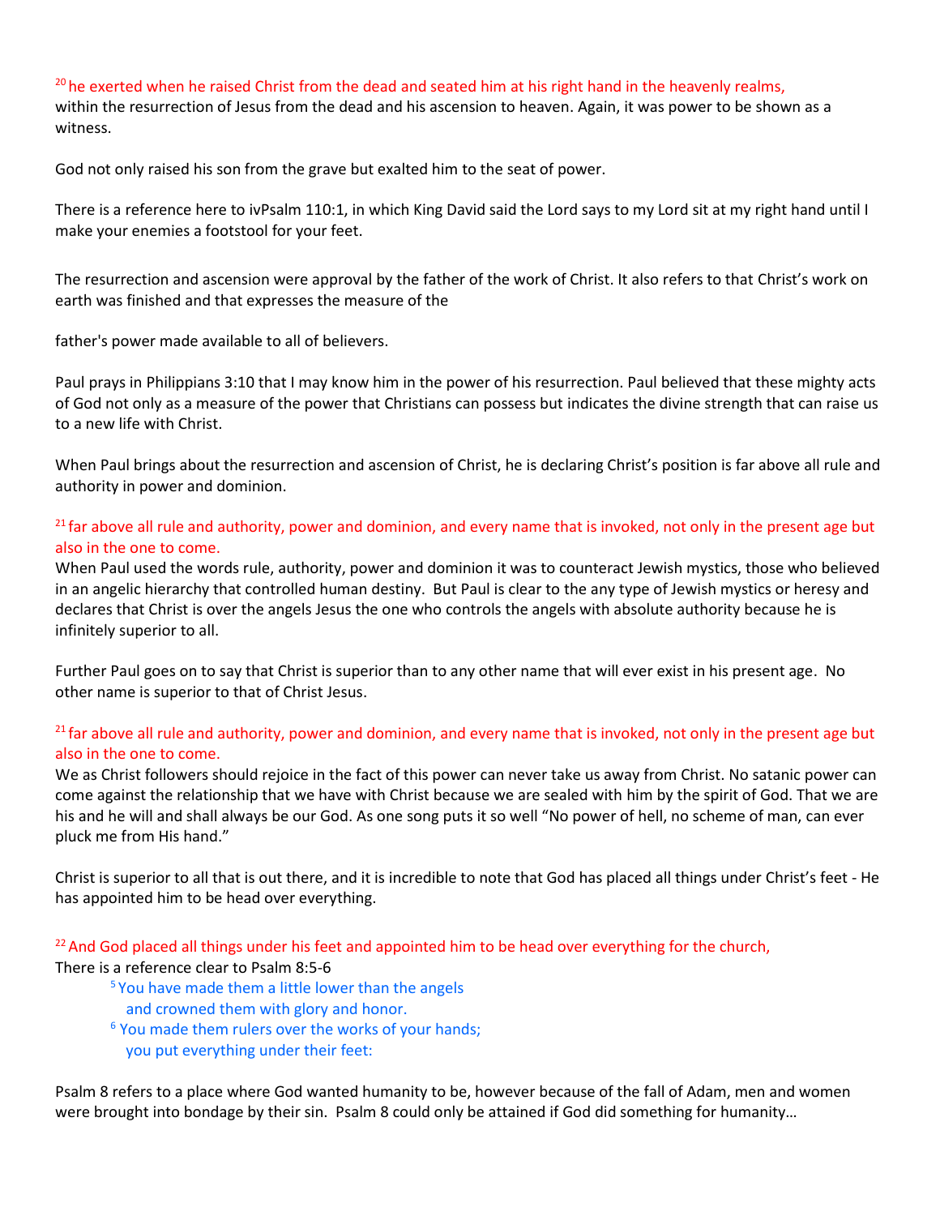[20] he exerted when he raised Christ from the dead and seated him at his right hand in the heavenly realms,
within the resurrection of Jesus from the dead and his ascension to heaven. Again, it was power to be shown as a witness.

God not only raised his son from the grave but exalted him to the seat of power.

There is a reference here to ivPsalm 110:1, in which King David said the Lord says to my Lord sit at my right hand until I make your enemies a footstool for your feet.

The resurrection and ascension were approval by the father of the work of Christ. It also refers to that Christ's work on earth was finished and that expresses the measure of the

father's power made available to all of believers.

Paul prays in Philippians 3:10 that I may know him in the power of his resurrection. Paul believed that these mighty acts of God not only as a measure of the power that Christians can possess but indicates the divine strength that can raise us to a new life with Christ.

When Paul brings about the resurrection and ascension of Christ, he is declaring Christ's position is far above all rule and authority in power and dominion.

[21] far above all rule and authority, power and dominion, and every name that is invoked, not only in the present age but also in the one to come.
When Paul used the words rule, authority, power and dominion it was to counteract Jewish mystics, those who believed in an angelic hierarchy that controlled human destiny. But Paul is clear to the any type of Jewish mystics or heresy and declares that Christ is over the angels Jesus the one who controls the angels with absolute authority because he is infinitely superior to all.

Further Paul goes on to say that Christ is superior than to any other name that will ever exist in his present age. No other name is superior to that of Christ Jesus.

[21] far above all rule and authority, power and dominion, and every name that is invoked, not only in the present age but also in the one to come.
We as Christ followers should rejoice in the fact of this power can never take us away from Christ. No satanic power can come against the relationship that we have with Christ because we are sealed with him by the spirit of God. That we are his and he will and shall always be our God. As one song puts it so well "No power of hell, no scheme of man, can ever pluck me from His hand."

Christ is superior to all that is out there, and it is incredible to note that God has placed all things under Christ's feet - He has appointed him to be head over everything.

[22] And God placed all things under his feet and appointed him to be head over everything for the church,
There is a reference clear to Psalm 8:5-6

> [5] You have made them a little lower than the angels
> and crowned them with glory and honor.
> [6] You made them rulers over the works of your hands;
> you put everything under their feet:

Psalm 8 refers to a place where God wanted humanity to be, however because of the fall of Adam, men and women were brought into bondage by their sin. Psalm 8 could only be attained if God did something for humanity…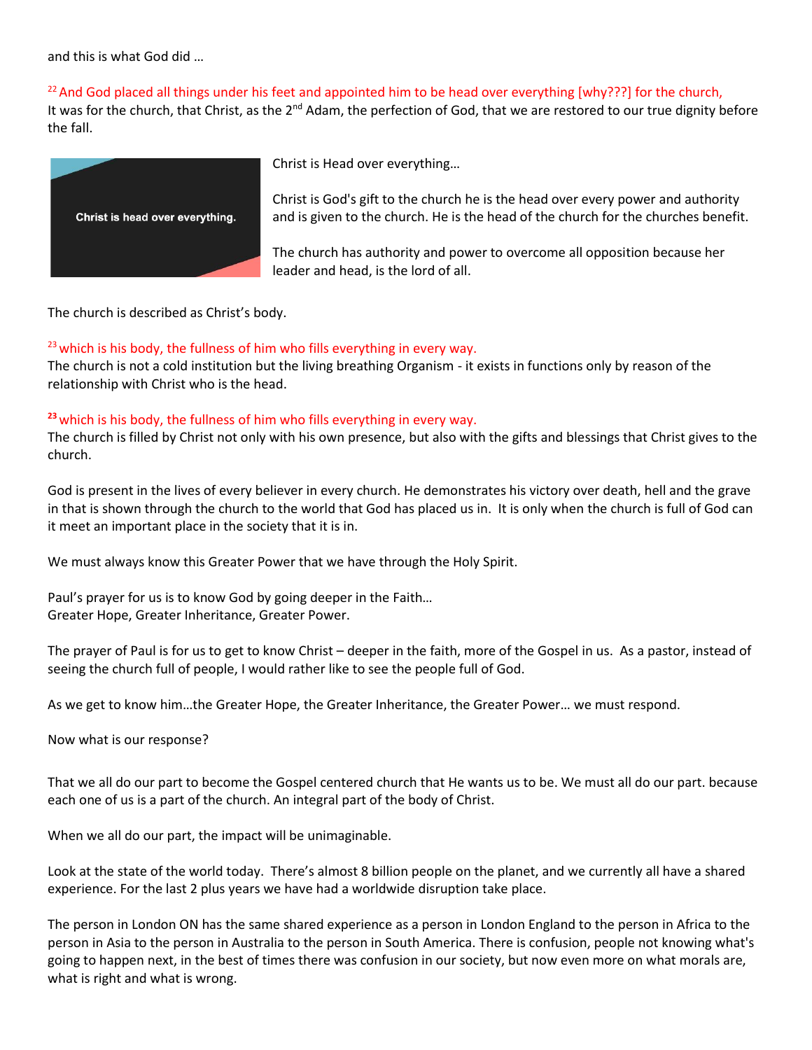and this is what God did …

[22] And God placed all things under his feet and appointed him to be head over everything [why???] for the church,
It was for the church, that Christ, as the 2nd Adam, the perfection of God, that we are restored to our true dignity before the fall.

Christ is head over everything.

Christ is Head over everything…

Christ is God's gift to the church he is the head over every power and authority and is given to the church. He is the head of the church for the churches benefit.

The church has authority and power to overcome all opposition because her leader and head, is the lord of all.

The church is described as Christ's body.

[23] which is his body, the fullness of him who fills everything in every way.
The church is not a cold institution but the living breathing Organism - it exists in functions only by reason of the relationship with Christ who is the head.

**[23]** which is his body, the fullness of him who fills everything in every way.
The church is filled by Christ not only with his own presence, but also with the gifts and blessings that Christ gives to the church.

God is present in the lives of every believer in every church. He demonstrates his victory over death, hell and the grave in that is shown through the church to the world that God has placed us in. It is only when the church is full of God can it meet an important place in the society that it is in.

We must always know this Greater Power that we have through the Holy Spirit.

Paul's prayer for us is to know God by going deeper in the Faith…
Greater Hope, Greater Inheritance, Greater Power.

The prayer of Paul is for us to get to know Christ – deeper in the faith, more of the Gospel in us. As a pastor, instead of seeing the church full of people, I would rather like to see the people full of God.

As we get to know him…the Greater Hope, the Greater Inheritance, the Greater Power… we must respond.

Now what is our response?

That we all do our part to become the Gospel centered church that He wants us to be. We must all do our part. because each one of us is a part of the church. An integral part of the body of Christ.

When we all do our part, the impact will be unimaginable.

Look at the state of the world today. There's almost 8 billion people on the planet, and we currently all have a shared experience. For the last 2 plus years we have had a worldwide disruption take place.

The person in London ON has the same shared experience as a person in London England to the person in Africa to the person in Asia to the person in Australia to the person in South America. There is confusion, people not knowing what's going to happen next, in the best of times there was confusion in our society, but now even more on what morals are, what is right and what is wrong.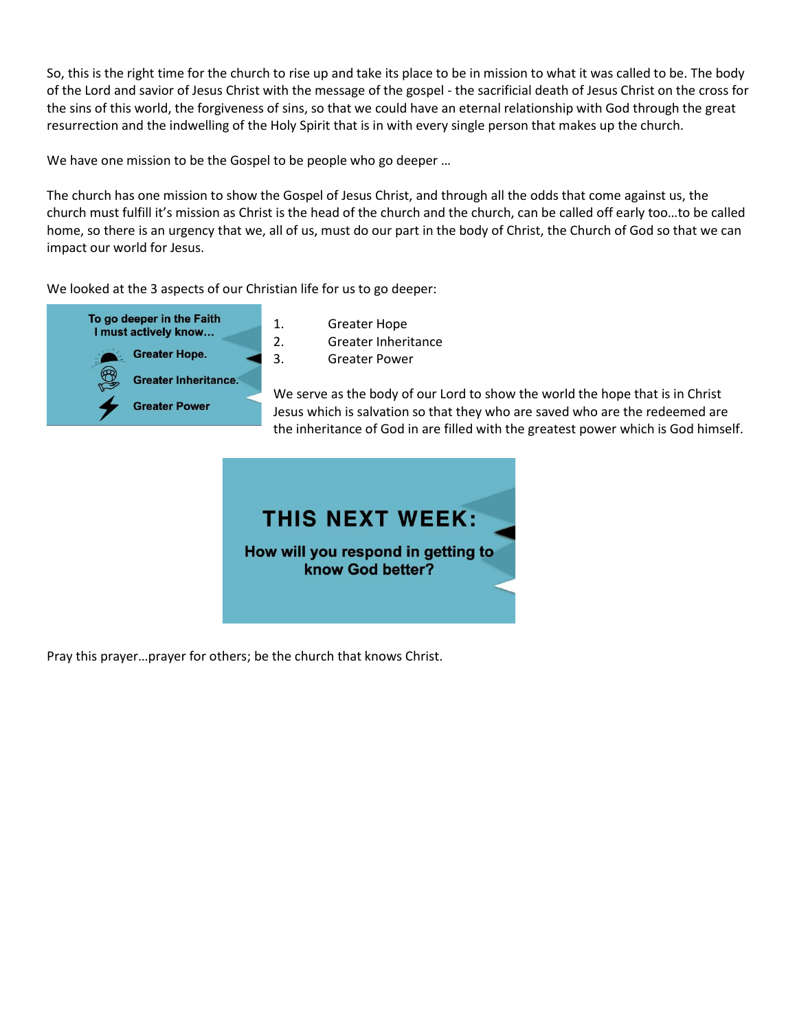So, this is the right time for the church to rise up and take its place to be in mission to what it was called to be. The body of the Lord and savior of Jesus Christ with the message of the gospel - the sacrificial death of Jesus Christ on the cross for the sins of this world, the forgiveness of sins, so that we could have an eternal relationship with God through the great resurrection and the indwelling of the Holy Spirit that is in with every single person that makes up the church.

We have one mission to be the Gospel to be people who go deeper …

The church has one mission to show the Gospel of Jesus Christ, and through all the odds that come against us, the church must fulfill it's mission as Christ is the head of the church and the church, can be called off early too…to be called home, so there is an urgency that we, all of us, must do our part in the body of Christ, the Church of God so that we can impact our world for Jesus.

We looked at the 3 aspects of our Christian life for us to go deeper:

**To go deeper in the Faith I must actively know…**

**Greater Hope.**

**Greater Inheritance.**

**Greater Power**

1. Greater Hope
2. Greater Inheritance
3. Greater Power

We serve as the body of our Lord to show the world the hope that is in Christ Jesus which is salvation so that they who are saved who are the redeemed are the inheritance of God in are filled with the greatest power which is God himself.

**THIS NEXT WEEK:**

**How will you respond in getting to know God better?**

Pray this prayer…prayer for others; be the church that knows Christ.